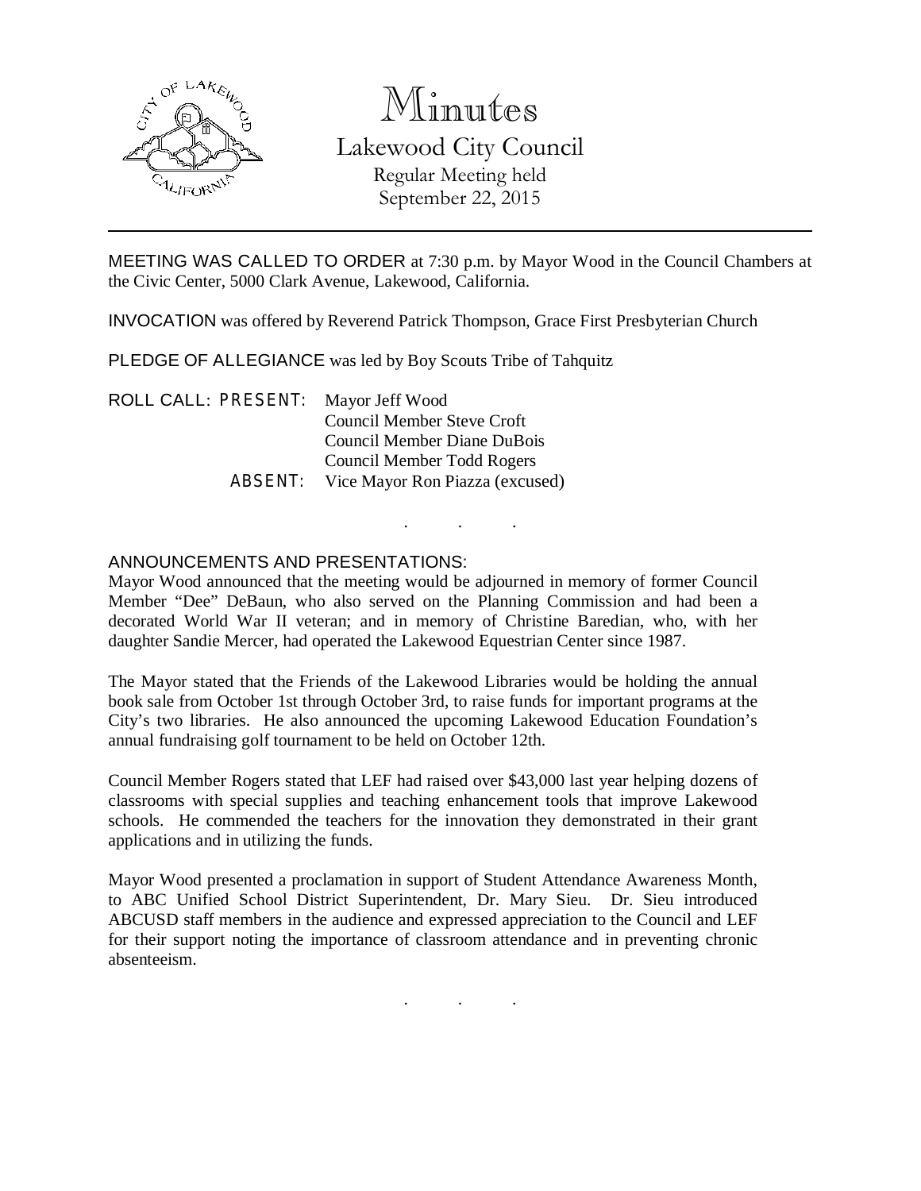# Minutes

## Lakewood City Council

Regular Meeting held
September 22, 2015

---

MEETING WAS CALLED TO ORDER at 7:30 p.m. by Mayor Wood in the Council Chambers at the Civic Center, 5000 Clark Avenue, Lakewood, California.

INVOCATION was offered by Reverend Patrick Thompson, Grace First Presbyterian Church

PLEDGE OF ALLEGIANCE was led by Boy Scouts Tribe of Tahquitz

ROLL CALL: PRESENT: Mayor Jeff Wood
Council Member Steve Croft
Council Member Diane DuBois
Council Member Todd Rogers
ABSENT: Vice Mayor Ron Piazza (excused)

. . .

ANNOUNCEMENTS AND PRESENTATIONS:
Mayor Wood announced that the meeting would be adjourned in memory of former Council Member "Dee" DeBaun, who also served on the Planning Commission and had been a decorated World War II veteran; and in memory of Christine Baredian, who, with her daughter Sandie Mercer, had operated the Lakewood Equestrian Center since 1987.

The Mayor stated that the Friends of the Lakewood Libraries would be holding the annual book sale from October 1st through October 3rd, to raise funds for important programs at the City's two libraries. He also announced the upcoming Lakewood Education Foundation's annual fundraising golf tournament to be held on October 12th.

Council Member Rogers stated that LEF had raised over $43,000 last year helping dozens of classrooms with special supplies and teaching enhancement tools that improve Lakewood schools. He commended the teachers for the innovation they demonstrated in their grant applications and in utilizing the funds.

Mayor Wood presented a proclamation in support of Student Attendance Awareness Month, to ABC Unified School District Superintendent, Dr. Mary Sieu. Dr. Sieu introduced ABCUSD staff members in the audience and expressed appreciation to the Council and LEF for their support noting the importance of classroom attendance and in preventing chronic absenteeism.

. . .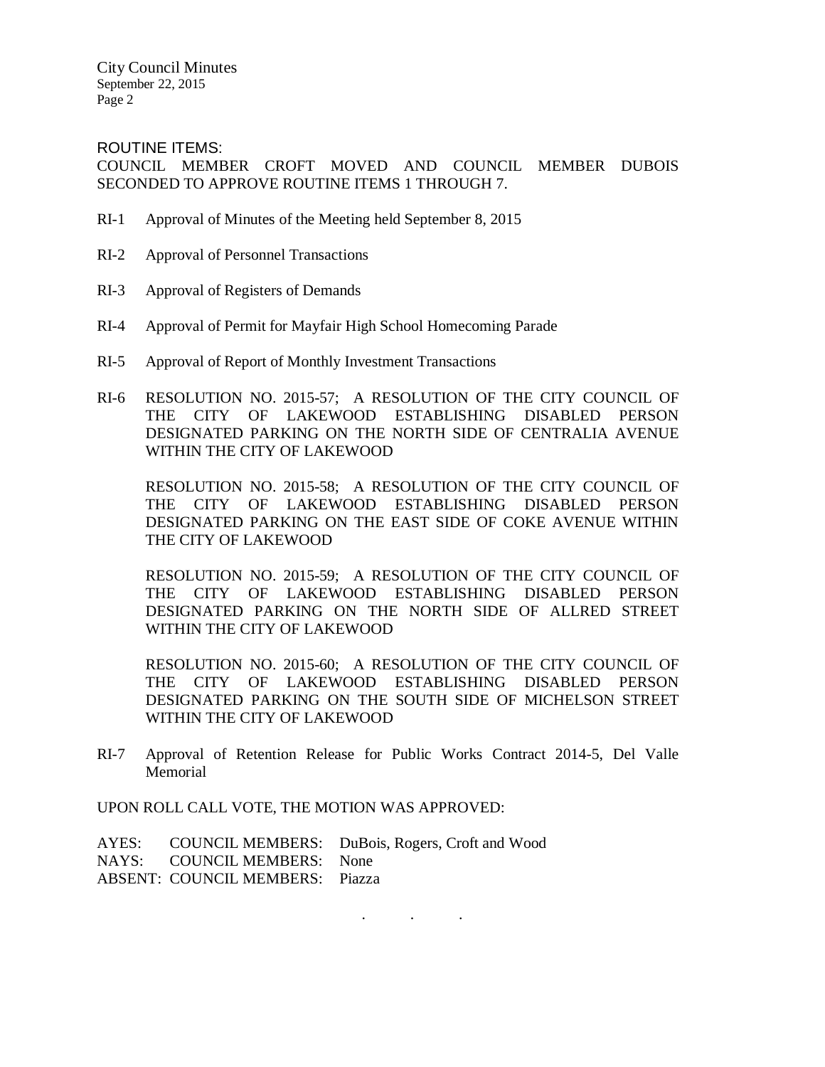ROUTINE ITEMS:

COUNCIL MEMBER CROFT MOVED AND COUNCIL MEMBER DUBOIS SECONDED TO APPROVE ROUTINE ITEMS 1 THROUGH 7.

RI-1 Approval of Minutes of the Meeting held September 8, 2015

RI-2 Approval of Personnel Transactions

RI-3 Approval of Registers of Demands

RI-4 Approval of Permit for Mayfair High School Homecoming Parade

RI-5 Approval of Report of Monthly Investment Transactions

RI-6 RESOLUTION NO. 2015-57; A RESOLUTION OF THE CITY COUNCIL OF THE CITY OF LAKEWOOD ESTABLISHING DISABLED PERSON DESIGNATED PARKING ON THE NORTH SIDE OF CENTRALIA AVENUE WITHIN THE CITY OF LAKEWOOD

RESOLUTION NO. 2015-58; A RESOLUTION OF THE CITY COUNCIL OF THE CITY OF LAKEWOOD ESTABLISHING DISABLED PERSON DESIGNATED PARKING ON THE EAST SIDE OF COKE AVENUE WITHIN THE CITY OF LAKEWOOD

RESOLUTION NO. 2015-59; A RESOLUTION OF THE CITY COUNCIL OF THE CITY OF LAKEWOOD ESTABLISHING DISABLED PERSON DESIGNATED PARKING ON THE NORTH SIDE OF ALLRED STREET WITHIN THE CITY OF LAKEWOOD

RESOLUTION NO. 2015-60; A RESOLUTION OF THE CITY COUNCIL OF THE CITY OF LAKEWOOD ESTABLISHING DISABLED PERSON DESIGNATED PARKING ON THE SOUTH SIDE OF MICHELSON STREET WITHIN THE CITY OF LAKEWOOD

RI-7 Approval of Retention Release for Public Works Contract 2014-5, Del Valle Memorial

UPON ROLL CALL VOTE, THE MOTION WAS APPROVED:

AYES: COUNCIL MEMBERS: DuBois, Rogers, Croft and Wood
NAYS: COUNCIL MEMBERS: None
ABSENT: COUNCIL MEMBERS: Piazza

. . .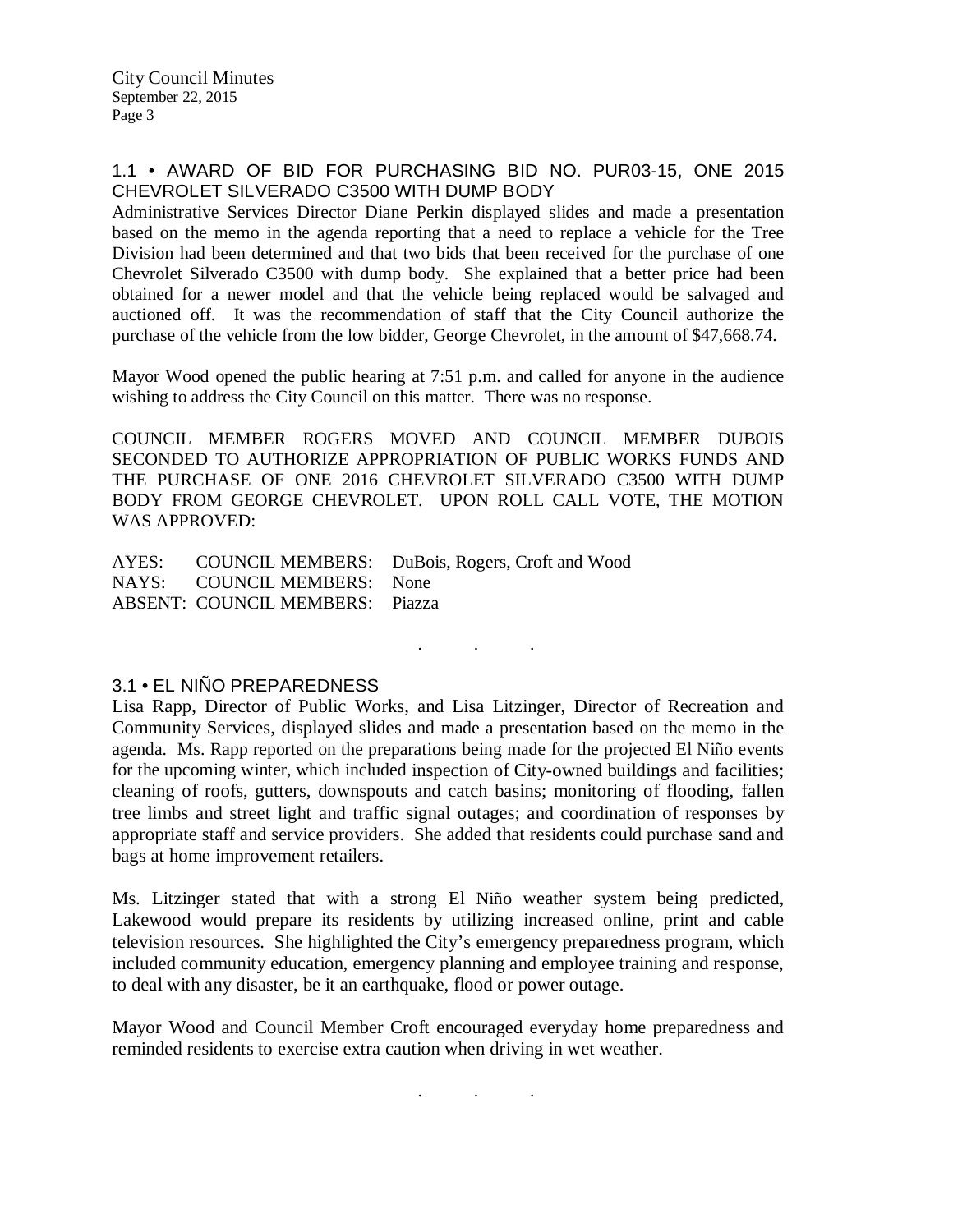## 1.1 • AWARD OF BID FOR PURCHASING BID NO. PUR03-15, ONE 2015 CHEVROLET SILVERADO C3500 WITH DUMP BODY

Administrative Services Director Diane Perkin displayed slides and made a presentation based on the memo in the agenda reporting that a need to replace a vehicle for the Tree Division had been determined and that two bids that been received for the purchase of one Chevrolet Silverado C3500 with dump body. She explained that a better price had been obtained for a newer model and that the vehicle being replaced would be salvaged and auctioned off. It was the recommendation of staff that the City Council authorize the purchase of the vehicle from the low bidder, George Chevrolet, in the amount of $47,668.74.

Mayor Wood opened the public hearing at 7:51 p.m. and called for anyone in the audience wishing to address the City Council on this matter. There was no response.

COUNCIL MEMBER ROGERS MOVED AND COUNCIL MEMBER DUBOIS SECONDED TO AUTHORIZE APPROPRIATION OF PUBLIC WORKS FUNDS AND THE PURCHASE OF ONE 2016 CHEVROLET SILVERADO C3500 WITH DUMP BODY FROM GEORGE CHEVROLET. UPON ROLL CALL VOTE, THE MOTION WAS APPROVED:

| | | |
|---|---|---|
| AYES: | COUNCIL MEMBERS: | DuBois, Rogers, Croft and Wood |
| NAYS: | COUNCIL MEMBERS: | None |
| ABSENT: | COUNCIL MEMBERS: | Piazza |

. . .

## 3.1 • EL NIÑO PREPAREDNESS

Lisa Rapp, Director of Public Works, and Lisa Litzinger, Director of Recreation and Community Services, displayed slides and made a presentation based on the memo in the agenda. Ms. Rapp reported on the preparations being made for the projected El Niño events for the upcoming winter, which included inspection of City-owned buildings and facilities; cleaning of roofs, gutters, downspouts and catch basins; monitoring of flooding, fallen tree limbs and street light and traffic signal outages; and coordination of responses by appropriate staff and service providers. She added that residents could purchase sand and bags at home improvement retailers.

Ms. Litzinger stated that with a strong El Niño weather system being predicted, Lakewood would prepare its residents by utilizing increased online, print and cable television resources. She highlighted the City's emergency preparedness program, which included community education, emergency planning and employee training and response, to deal with any disaster, be it an earthquake, flood or power outage.

Mayor Wood and Council Member Croft encouraged everyday home preparedness and reminded residents to exercise extra caution when driving in wet weather.

. . .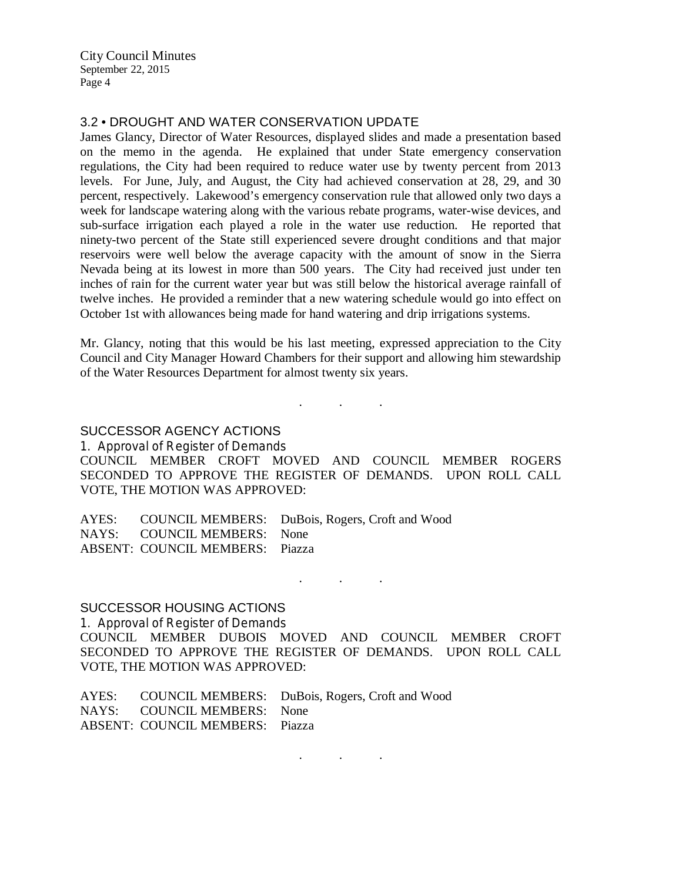### 3.2 • DROUGHT AND WATER CONSERVATION UPDATE

James Glancy, Director of Water Resources, displayed slides and made a presentation based on the memo in the agenda. He explained that under State emergency conservation regulations, the City had been required to reduce water use by twenty percent from 2013 levels. For June, July, and August, the City had achieved conservation at 28, 29, and 30 percent, respectively. Lakewood's emergency conservation rule that allowed only two days a week for landscape watering along with the various rebate programs, water-wise devices, and sub-surface irrigation each played a role in the water use reduction. He reported that ninety-two percent of the State still experienced severe drought conditions and that major reservoirs were well below the average capacity with the amount of snow in the Sierra Nevada being at its lowest in more than 500 years. The City had received just under ten inches of rain for the current water year but was still below the historical average rainfall of twelve inches. He provided a reminder that a new watering schedule would go into effect on October 1st with allowances being made for hand watering and drip irrigations systems.

Mr. Glancy, noting that this would be his last meeting, expressed appreciation to the City Council and City Manager Howard Chambers for their support and allowing him stewardship of the Water Resources Department for almost twenty six years.

. . .

### SUCCESSOR AGENCY ACTIONS

1. Approval of Register of Demands

COUNCIL MEMBER CROFT MOVED AND COUNCIL MEMBER ROGERS SECONDED TO APPROVE THE REGISTER OF DEMANDS. UPON ROLL CALL VOTE, THE MOTION WAS APPROVED:

| | | |
|---|---|---|
| AYES: | COUNCIL MEMBERS: | DuBois, Rogers, Croft and Wood |
| NAYS: | COUNCIL MEMBERS: | None |
| ABSENT: | COUNCIL MEMBERS: | Piazza |

. . .

### SUCCESSOR HOUSING ACTIONS

1. Approval of Register of Demands

COUNCIL MEMBER DUBOIS MOVED AND COUNCIL MEMBER CROFT SECONDED TO APPROVE THE REGISTER OF DEMANDS. UPON ROLL CALL VOTE, THE MOTION WAS APPROVED:

| | | |
|---|---|---|
| AYES: | COUNCIL MEMBERS: | DuBois, Rogers, Croft and Wood |
| NAYS: | COUNCIL MEMBERS: | None |
| ABSENT: | COUNCIL MEMBERS: | Piazza |

. . .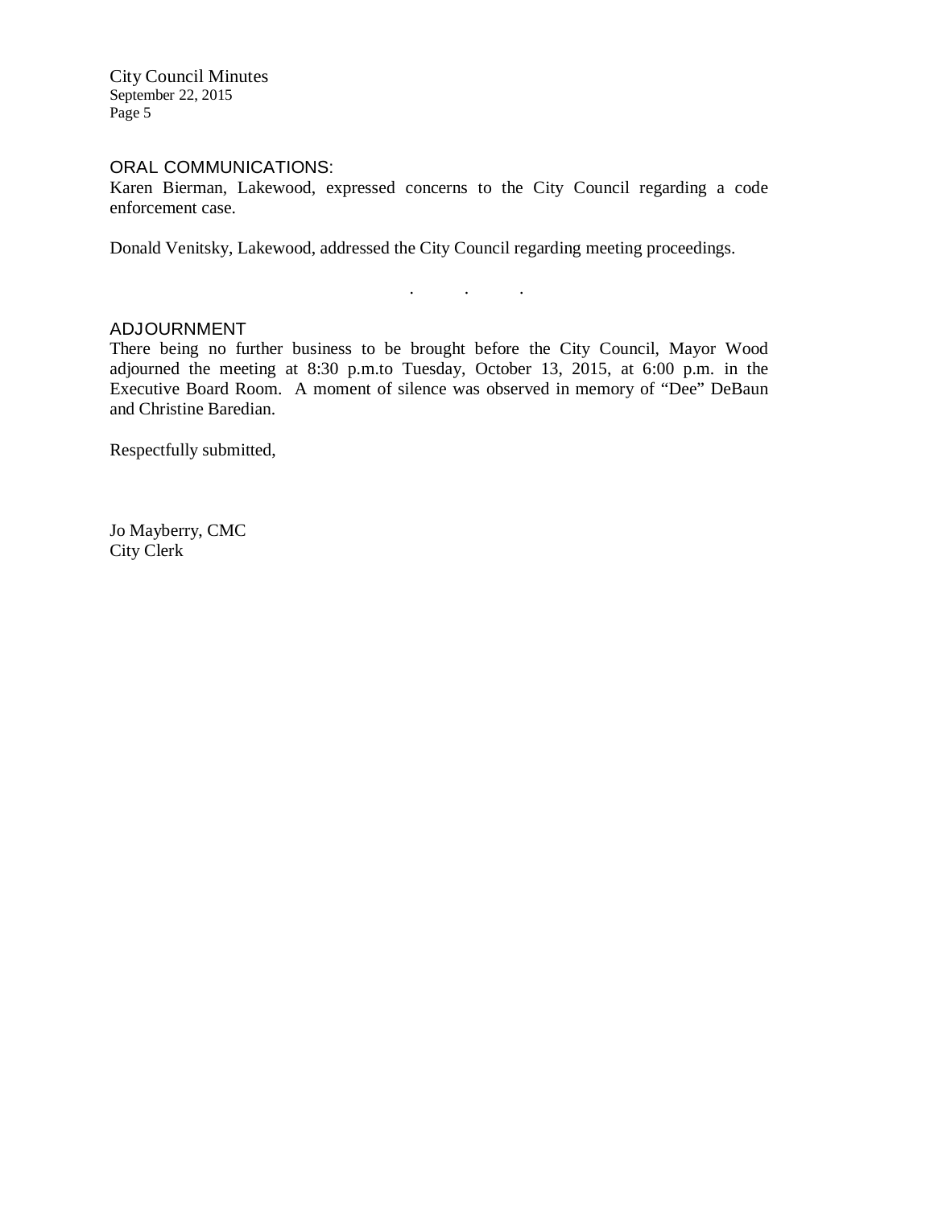ORAL COMMUNICATIONS:

Karen Bierman, Lakewood, expressed concerns to the City Council regarding a code enforcement case.

Donald Venitsky, Lakewood, addressed the City Council regarding meeting proceedings.

. . .

ADJOURNMENT

There being no further business to be brought before the City Council, Mayor Wood adjourned the meeting at 8:30 p.m.to Tuesday, October 13, 2015, at 6:00 p.m. in the Executive Board Room. A moment of silence was observed in memory of "Dee" DeBaun and Christine Baredian.

Respectfully submitted,

Jo Mayberry, CMC
City Clerk